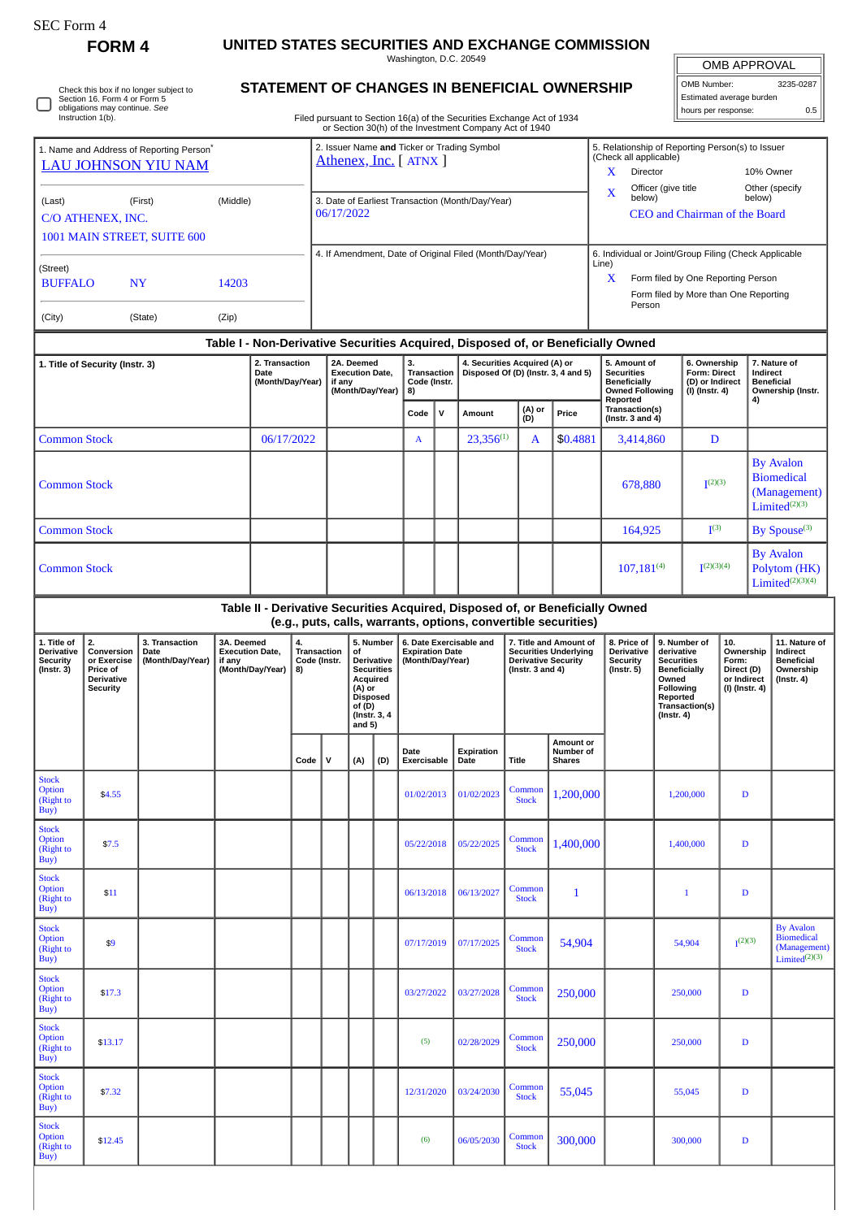SEC Form 4

**FORM 4**

# UNITED STATES SECURITIES AND EXCHANGE COMMISSION

Washington, D.C. 20549

## STATEMENT OF CHANGES IN BENEFICIAL OWNERSHIP

Filed pursuant to Section 16(a) of the Securities Exchange Act of 1934 or Section 30(h) of the Investment Company Act of 1940

| OMB APPROVAL | |
|---|---|
| OMB Number: | 3235-0287 |
| Estimated average burden | |
| hours per response: | 0.5 |

☐ Check this box if no longer subject to Section 16. Form 4 or Form 5 obligations may continue. *See* Instruction 1(b).

1. Name and Address of Reporting Person*
LAU JOHNSON YIU NAM

(Last) (First) (Middle)
C/O ATHENEX, INC.
1001 MAIN STREET, SUITE 600

(Street)
BUFFALO NY 14203

(City) (State) (Zip)

2. Issuer Name **and** Ticker or Trading Symbol
Athenex, Inc. [ ATNX ]

3. Date of Earliest Transaction (Month/Day/Year)
06/17/2022

4. If Amendment, Date of Original Filed (Month/Day/Year)

5. Relationship of Reporting Person(s) to Issuer (Check all applicable)
X Director
10% Owner
X Officer (give title below)
Other (specify below)
CEO and Chairman of the Board

6. Individual or Joint/Group Filing (Check Applicable Line)
X Form filed by One Reporting Person
Form filed by More than One Reporting Person

### Table I - Non-Derivative Securities Acquired, Disposed of, or Beneficially Owned

| 1. Title of Security (Instr. 3) | 2. Transaction Date (Month/Day/Year) | 2A. Deemed Execution Date, if any (Month/Day/Year) | 3. Transaction Code (Instr. 8) | | 4. Securities Acquired (A) or Disposed Of (D) (Instr. 3, 4 and 5) | | | 5. Amount of Securities Beneficially Owned Following Reported Transaction(s) (Instr. 3 and 4) | 6. Ownership Form: Direct (D) or Indirect (I) (Instr. 4) | 7. Nature of Indirect Beneficial Ownership (Instr. 4) |
|---|---|---|---|---|---|---|---|---|---|---|
| | | | Code | V | Amount | (A) or (D) | Price | | | |
| Common Stock | 06/17/2022 | | A | | 23,356[1] | A | $0.4881 | 3,414,860 | D | |
| Common Stock | | | | | | | | 678,880 | I[2][3] | By Avalon Biomedical (Management) Limited[2][3] |
| Common Stock | | | | | | | | 164,925 | I[3] | By Spouse[3] |
| Common Stock | | | | | | | | 107,181[4] | I[2][3][4] | By Avalon Polytom (HK) Limited[2][3][4] |

### Table II - Derivative Securities Acquired, Disposed of, or Beneficially Owned (e.g., puts, calls, warrants, options, convertible securities)

| 1. Title of Derivative Security (Instr. 3) | 2. Conversion or Exercise Price of Derivative Security | 3. Transaction Date (Month/Day/Year) | 3A. Deemed Execution Date, if any (Month/Day/Year) | 4. Transaction Code (Instr. 8) | | 5. Number of Derivative Securities Acquired (A) or Disposed of (D) (Instr. 3, 4 and 5) | | 6. Date Exercisable and Expiration Date (Month/Day/Year) | | 7. Title and Amount of Securities Underlying Derivative Security (Instr. 3 and 4) | | 8. Price of Derivative Security (Instr. 5) | 9. Number of derivative Securities Beneficially Owned Following Reported Transaction(s) (Instr. 4) | 10. Ownership Form: Direct (D) or Indirect (I) (Instr. 4) | 11. Nature of Indirect Beneficial Ownership (Instr. 4) |
|---|---|---|---|---|---|---|---|---|---|---|---|---|---|---|---|
| | | | | Code | V | (A) | (D) | Date Exercisable | Expiration Date | Title | Amount or Number of Shares | | | | |
| Stock Option (Right to Buy) | $4.55 | | | | | | | 01/02/2013 | 01/02/2023 | Common Stock | 1,200,000 | | 1,200,000 | D | |
| Stock Option (Right to Buy) | $7.5 | | | | | | | 05/22/2018 | 05/22/2025 | Common Stock | 1,400,000 | | 1,400,000 | D | |
| Stock Option (Right to Buy) | $11 | | | | | | | 06/13/2018 | 06/13/2027 | Common Stock | 1 | | 1 | D | |
| Stock Option (Right to Buy) | $9 | | | | | | | 07/17/2019 | 07/17/2025 | Common Stock | 54,904 | | 54,904 | I[2][3] | By Avalon Biomedical (Management) Limited[2][3] |
| Stock Option (Right to Buy) | $17.3 | | | | | | | 03/27/2022 | 03/27/2028 | Common Stock | 250,000 | | 250,000 | D | |
| Stock Option (Right to Buy) | $13.17 | | | | | | | (5) | 02/28/2029 | Common Stock | 250,000 | | 250,000 | D | |
| Stock Option (Right to Buy) | $7.32 | | | | | | | 12/31/2020 | 03/24/2030 | Common Stock | 55,045 | | 55,045 | D | |
| Stock Option (Right to Buy) | $12.45 | | | | | | | (6) | 06/05/2030 | Common Stock | 300,000 | | 300,000 | D | |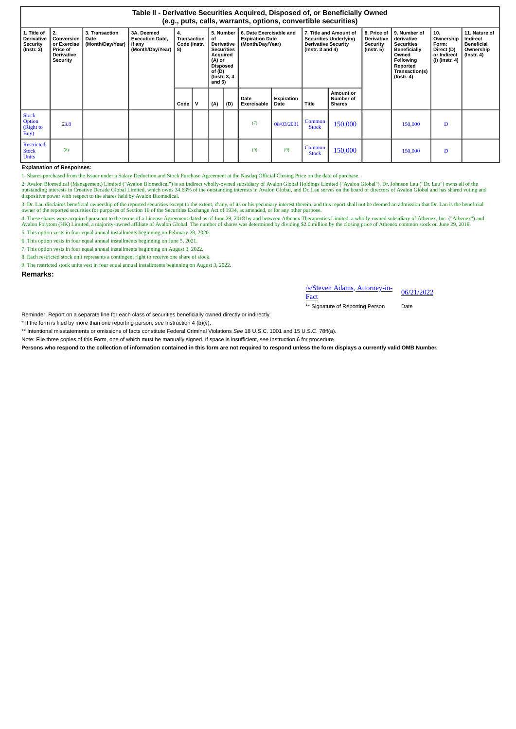## Table II - Derivative Securities Acquired, Disposed of, or Beneficially Owned (e.g., puts, calls, warrants, options, convertible securities)

| 1. Title of Derivative Security (Instr. 3) | 2. Conversion or Exercise Price of Derivative Security | 3. Transaction Date (Month/Day/Year) | 3A. Deemed Execution Date, if any (Month/Day/Year) | 4. Transaction Code (Instr. 8) | | 5. Number of Derivative Securities Acquired (A) or Disposed of (D) (Instr. 3, 4 and 5) | | 6. Date Exercisable and Expiration Date (Month/Day/Year) | | 7. Title and Amount of Securities Underlying Derivative Security (Instr. 3 and 4) | | 8. Price of Derivative Security (Instr. 5) | 9. Number of derivative Securities Beneficially Owned Following Reported Transaction(s) (Instr. 4) | 10. Ownership Form: Direct (D) or Indirect (I) (Instr. 4) | 11. Nature of Indirect Beneficial Ownership (Instr. 4) |
|---|---|---|---|---|---|---|---|---|---|---|---|---|---|---|---|
| | | | | Code | V | (A) | (D) | Date Exercisable | Expiration Date | Title | Amount or Number of Shares | | | | |
| Stock Option (Right to Buy) | $3.8 | | | | | | | (7) | 08/03/2031 | Common Stock | 150,000 | | 150,000 | D | |
| Restricted Stock Units | (8) | | | | | | | (9) | (9) | Common Stock | 150,000 | | 150,000 | D | |

**Explanation of Responses:**

1. Shares purchased from the Issuer under a Salary Deduction and Stock Purchase Agreement at the Nasdaq Official Closing Price on the date of purchase.

2. Avalon Biomedical (Management) Limited ("Avalon Biomedical") is an indirect wholly-owned subsidiary of Avalon Global Holdings Limited ("Avalon Global"). Dr. Johnson Lau ("Dr. Lau") owns all of the outstanding interests in Creative Decade Global Limited, which owns 34.63% of the outstanding interests in Avalon Global, and Dr. Lau serves on the board of directors of Avalon Global and has shared voting and dispositive power with respect to the shares held by Avalon Biomedical.

3. Dr. Lau disclaims beneficial ownership of the reported securities except to the extent, if any, of its or his pecuniary interest therein, and this report shall not be deemed an admission that Dr. Lau is the beneficial owner of the reported securities for purposes of Section 16 of the Securities Exchange Act of 1934, as amended, or for any other purpose.

4. These shares were acquired pursuant to the terms of a License Agreement dated as of June 29, 2018 by and between Athenex Therapeutics Limited, a wholly-owned subsidiary of Athenex, Inc. ("Athenex") and Avalon Polytom (HK) Limited, a majority-owned affiliate of Avalon Global. The number of shares was determined by dividing $2.0 million by the closing price of Athenex common stock on June 29, 2018.

5. This option vests in four equal annual installments beginning on February 28, 2020.

6. This option vests in four equal annual installments beginning on June 5, 2021.

7. This option vests in four equal annual installments beginning on August 3, 2022.

8. Each restricted stock unit represents a contingent right to receive one share of stock.

9. The restricted stock units vest in four equal annual installments beginning on August 3, 2022.

**Remarks:**

/s/Steven Adams, Attorney-in-Fact — 06/21/2022

** Signature of Reporting Person — Date

Reminder: Report on a separate line for each class of securities beneficially owned directly or indirectly.

\* If the form is filed by more than one reporting person, *see* Instruction 4 (b)(v).

** Intentional misstatements or omissions of facts constitute Federal Criminal Violations *See* 18 U.S.C. 1001 and 15 U.S.C. 78ff(a).

Note: File three copies of this Form, one of which must be manually signed. If space is insufficient, *see* Instruction 6 for procedure.

**Persons who respond to the collection of information contained in this form are not required to respond unless the form displays a currently valid OMB Number.**